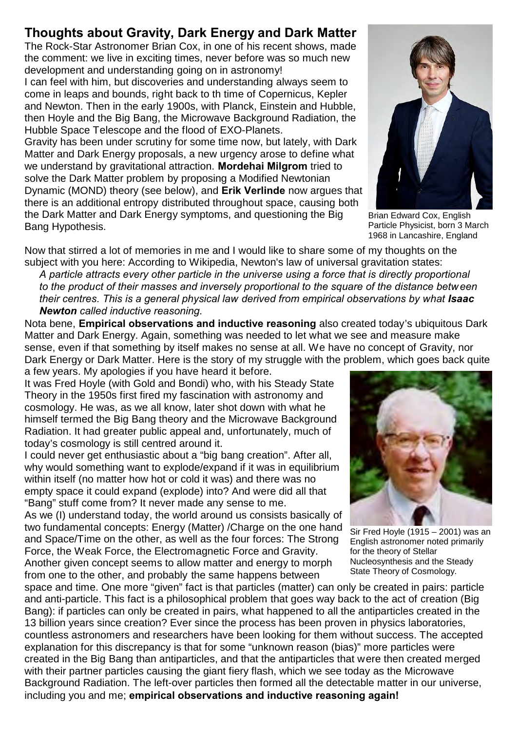# Thoughts about Gravity, Dark Energy and Dark Matter

The Rock-Star Astronomer Brian Cox, in one of his recent shows, made the comment: we live in exciting times, never before was so much new development and understanding going on in astronomy!

I can feel with him, but discoveries and understanding always seem to come in leaps and bounds, right back to th time of Copernicus, Kepler and Newton. Then in the early 1900s, with Planck, Einstein and Hubble, then Hoyle and the Big Bang, the Microwave Background Radiation, the Hubble Space Telescope and the flood of EXO-Planets.

Gravity has been under scrutiny for some time now, but lately, with Dark Matter and Dark Energy proposals, a new urgency arose to define what we understand by gravitational attraction. **Mordehai Milgrom** tried to solve the Dark Matter problem by proposing a Modified Newtonian Dynamic (MOND) theory (see below), and **Erik Verlinde** now argues that there is an additional entropy distributed throughout space, causing both the Dark Matter and Dark Energy symptoms, and questioning the Big Bang Hypothesis.

Brian Edward Cox, English Particle Physicist, born 3 March 1968 in Lancashire, England

Now that stirred a lot of memories in me and I would like to share some of my thoughts on the subject with you here: According to Wikipedia, Newton's law of universal gravitation states:

*A particle attracts every other particle in the universe using a force that is directly proportional to the product of their masses and inversely proportional to the square of the distance between their centres. This is a general physical law derived from empirical observations by what* ***Isaac Newton*** *called inductive reasoning.*

Nota bene, **Empirical observations and inductive reasoning** also created today's ubiquitous Dark Matter and Dark Energy. Again, something was needed to let what we see and measure make sense, even if that something by itself makes no sense at all. We have no concept of Gravity, nor Dark Energy or Dark Matter. Here is the story of my struggle with the problem, which goes back quite a few years. My apologies if you have heard it before.

It was Fred Hoyle (with Gold and Bondi) who, with his Steady State Theory in the 1950s first fired my fascination with astronomy and cosmology. He was, as we all know, later shot down with what he himself termed the Big Bang theory and the Microwave Background Radiation. It had greater public appeal and, unfortunately, much of today's cosmology is still centred around it.

I could never get enthusiastic about a "big bang creation". After all, why would something want to explode/expand if it was in equilibrium within itself (no matter how hot or cold it was) and there was no empty space it could expand (explode) into? And were did all that "Bang" stuff come from? It never made any sense to me.

As we (I) understand today, the world around us consists basically of two fundamental concepts: Energy (Matter) /Charge on the one hand and Space/Time on the other, as well as the four forces: The Strong Force, the Weak Force, the Electromagnetic Force and Gravity. Another given concept seems to allow matter and energy to morph from one to the other, and probably the same happens between space and time. One more "given" fact is that particles (matter) can only be created in pairs: particle and anti-particle. This fact is a philosophical problem that goes way back to the act of creation (Big Bang): if particles can only be created in pairs, what happened to all the antiparticles created in the 13 billion years since creation? Ever since the process has been proven in physics laboratories, countless astronomers and researchers have been looking for them without success. The accepted explanation for this discrepancy is that for some "unknown reason (bias)" more particles were created in the Big Bang than antiparticles, and that the antiparticles that were then created merged with their partner particles causing the giant fiery flash, which we see today as the Microwave Background Radiation. The left-over particles then formed all the detectable matter in our universe, including you and me; **empirical observations and inductive reasoning again!**

Sir Fred Hoyle (1915 – 2001) was an English astronomer noted primarily for the theory of Stellar Nucleosynthesis and the Steady State Theory of Cosmology.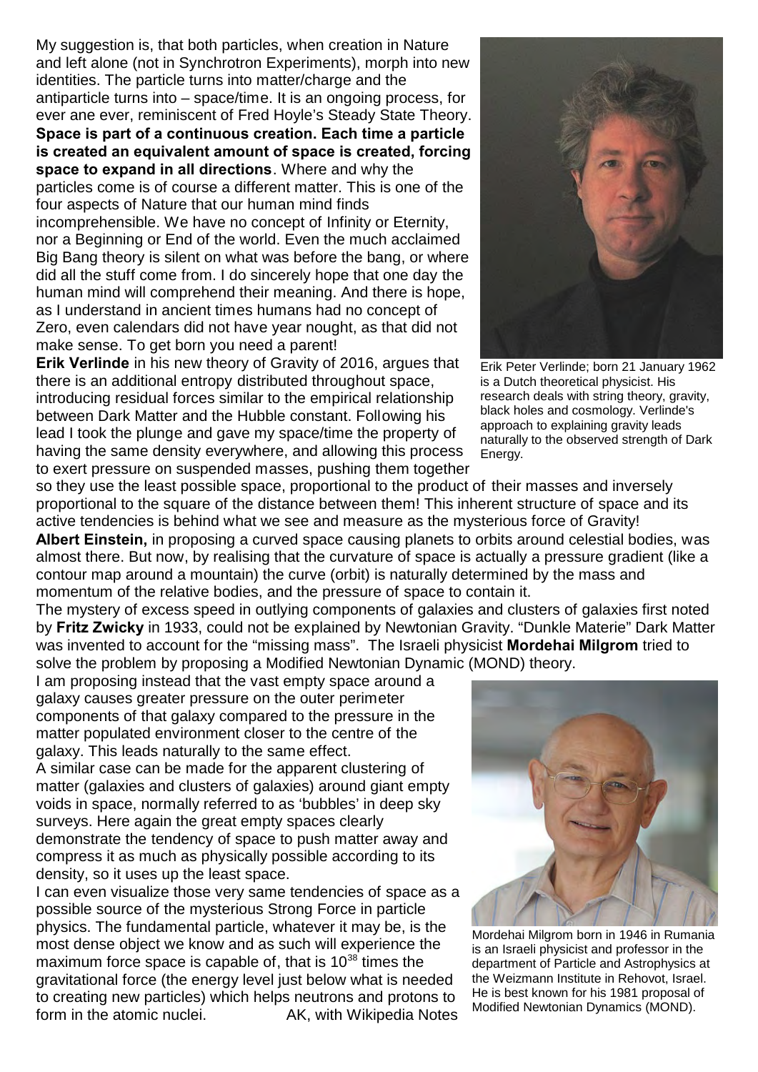My suggestion is, that both particles, when creation in Nature and left alone (not in Synchrotron Experiments), morph into new identities. The particle turns into matter/charge and the antiparticle turns into – space/time. It is an ongoing process, for ever ane ever, reminiscent of Fred Hoyle's Steady State Theory. **Space is part of a continuous creation. Each time a particle is created an equivalent amount of space is created, forcing space to expand in all directions**. Where and why the particles come is of course a different matter. This is one of the four aspects of Nature that our human mind finds incomprehensible. We have no concept of Infinity or Eternity, nor a Beginning or End of the world. Even the much acclaimed Big Bang theory is silent on what was before the bang, or where did all the stuff come from. I do sincerely hope that one day the human mind will comprehend their meaning. And there is hope, as I understand in ancient times humans had no concept of Zero, even calendars did not have year nought, as that did not make sense. To get born you need a parent!

**Erik Verlinde** in his new theory of Gravity of 2016, argues that there is an additional entropy distributed throughout space, introducing residual forces similar to the empirical relationship between Dark Matter and the Hubble constant. Following his lead I took the plunge and gave my space/time the property of having the same density everywhere, and allowing this process to exert pressure on suspended masses, pushing them together so they use the least possible space, proportional to the product of their masses and inversely proportional to the square of the distance between them! This inherent structure of space and its active tendencies is behind what we see and measure as the mysterious force of Gravity!

Erik Peter Verlinde; born 21 January 1962 is a Dutch theoretical physicist. His research deals with string theory, gravity, black holes and cosmology. Verlinde's approach to explaining gravity leads naturally to the observed strength of Dark Energy.

**Albert Einstein,** in proposing a curved space causing planets to orbits around celestial bodies, was almost there. But now, by realising that the curvature of space is actually a pressure gradient (like a contour map around a mountain) the curve (orbit) is naturally determined by the mass and momentum of the relative bodies, and the pressure of space to contain it.

The mystery of excess speed in outlying components of galaxies and clusters of galaxies first noted by **Fritz Zwicky** in 1933, could not be explained by Newtonian Gravity. "Dunkle Materie" Dark Matter was invented to account for the "missing mass". The Israeli physicist **Mordehai Milgrom** tried to solve the problem by proposing a Modified Newtonian Dynamic (MOND) theory.

I am proposing instead that the vast empty space around a galaxy causes greater pressure on the outer perimeter components of that galaxy compared to the pressure in the matter populated environment closer to the centre of the galaxy. This leads naturally to the same effect.

A similar case can be made for the apparent clustering of matter (galaxies and clusters of galaxies) around giant empty voids in space, normally referred to as 'bubbles' in deep sky surveys. Here again the great empty spaces clearly demonstrate the tendency of space to push matter away and compress it as much as physically possible according to its density, so it uses up the least space.

I can even visualize those very same tendencies of space as a possible source of the mysterious Strong Force in particle physics. The fundamental particle, whatever it may be, is the most dense object we know and as such will experience the maximum force space is capable of, that is $10^{38}$ times the gravitational force (the energy level just below what is needed to creating new particles) which helps neutrons and protons to form in the atomic nuclei.

AK, with Wikipedia Notes

Mordehai Milgrom born in 1946 in Rumania is an Israeli physicist and professor in the department of Particle and Astrophysics at the Weizmann Institute in Rehovot, Israel. He is best known for his 1981 proposal of Modified Newtonian Dynamics (MOND).